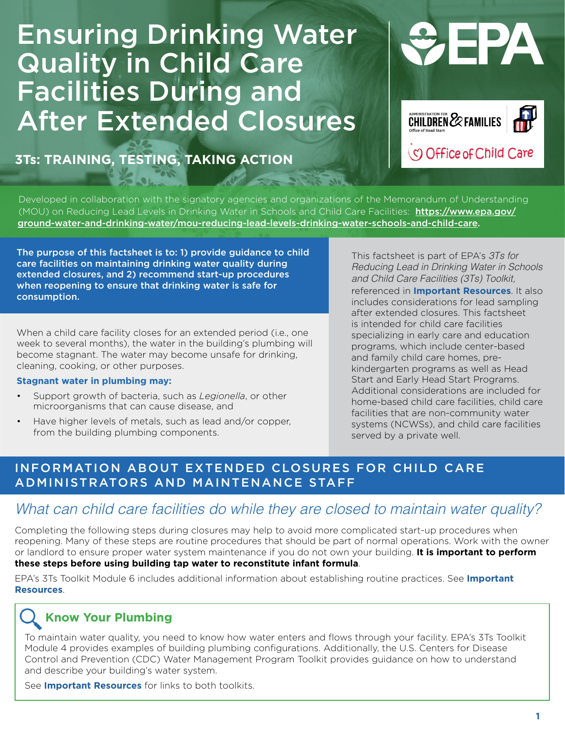# Ensuring Drinking Water Quality in Child Care Facilities During and After Extended Closures

**3Ts: TRAINING, TESTING, TAKING ACTION**

Developed in collaboration with the signatory agencies and organizations of the Memorandum of Understanding (MOU) on Reducing Lead Levels in Drinking Water in Schools and Child Care Facilities: https://www.epa.gov/ground-water-and-drinking-water/mou-reducing-lead-levels-drinking-water-schools-and-child-care.

**The purpose of this factsheet is to: 1) provide guidance to child care facilities on maintaining drinking water quality during extended closures, and 2) recommend start-up procedures when reopening to ensure that drinking water is safe for consumption.**

When a child care facility closes for an extended period (i.e., one week to several months), the water in the building's plumbing will become stagnant. The water may become unsafe for drinking, cleaning, cooking, or other purposes.

**Stagnant water in plumbing may:**

- Support growth of bacteria, such as *Legionella*, or other microorganisms that can cause disease, and
- Have higher levels of metals, such as lead and/or copper, from the building plumbing components.

This factsheet is part of EPA's *3Ts for Reducing Lead in Drinking Water in Schools and Child Care Facilities (3Ts) Toolkit,* referenced in **Important Resources**. It also includes considerations for lead sampling after extended closures. This factsheet is intended for child care facilities specializing in early care and education programs, which include center-based and family child care homes, pre-kindergarten programs as well as Head Start and Early Head Start Programs. Additional considerations are included for home-based child care facilities, child care facilities that are non-community water systems (NCWSs), and child care facilities served by a private well.

## INFORMATION ABOUT EXTENDED CLOSURES FOR CHILD CARE ADMINISTRATORS AND MAINTENANCE STAFF

### *What can child care facilities do while they are closed to maintain water quality?*

Completing the following steps during closures may help to avoid more complicated start-up procedures when reopening. Many of these steps are routine procedures that should be part of normal operations. Work with the owner or landlord to ensure proper water system maintenance if you do not own your building. **It is important to perform these steps before using building tap water to reconstitute infant formula**.

EPA's 3Ts Toolkit Module 6 includes additional information about establishing routine practices. See **Important Resources**.

### Know Your Plumbing

To maintain water quality, you need to know how water enters and flows through your facility. EPA's 3Ts Toolkit Module 4 provides examples of building plumbing configurations. Additionally, the U.S. Centers for Disease Control and Prevention (CDC) Water Management Program Toolkit provides guidance on how to understand and describe your building's water system.

See **Important Resources** for links to both toolkits.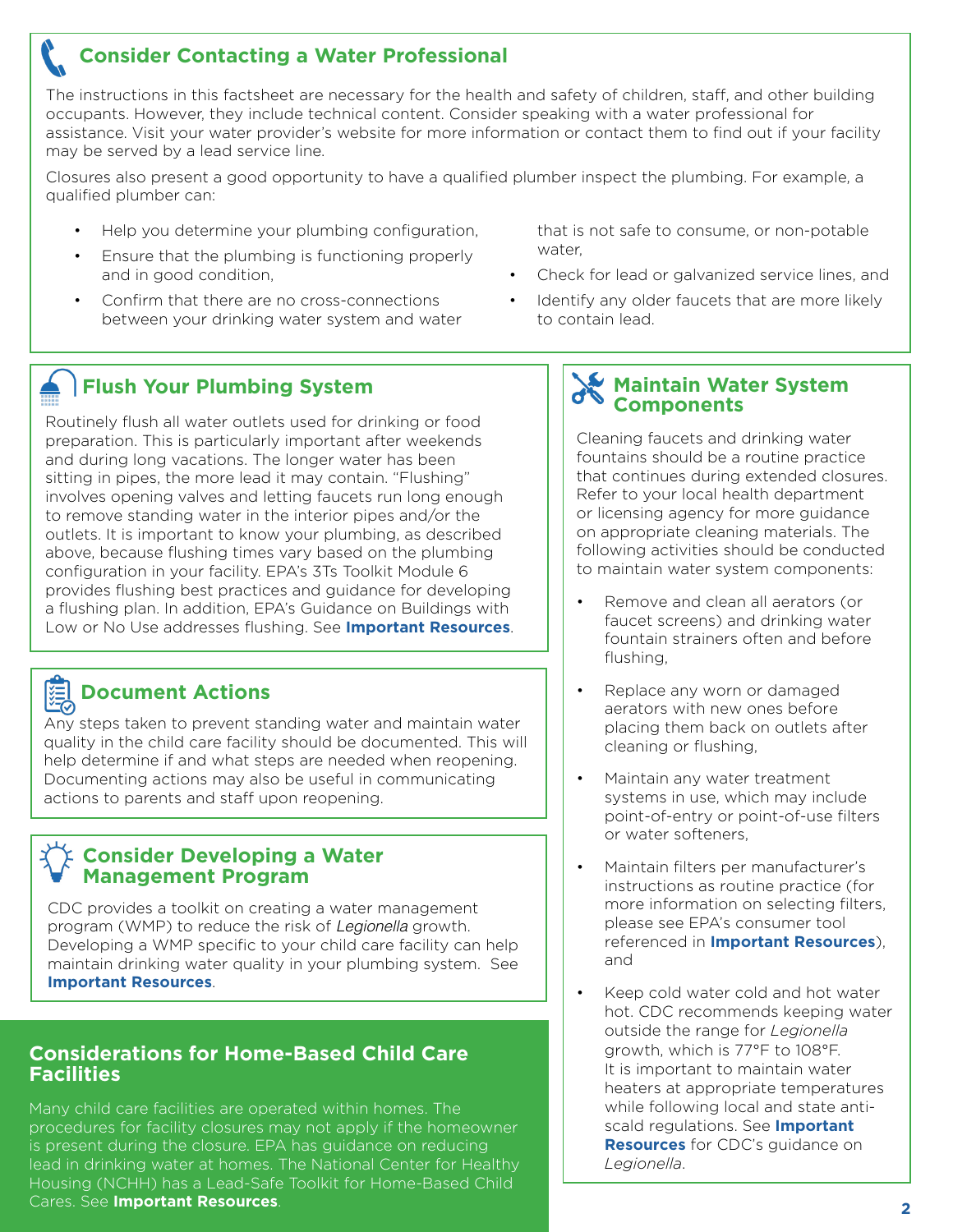## Consider Contacting a Water Professional

The instructions in this factsheet are necessary for the health and safety of children, staff, and other building occupants. However, they include technical content. Consider speaking with a water professional for assistance. Visit your water provider's website for more information or contact them to find out if your facility may be served by a lead service line.

Closures also present a good opportunity to have a qualified plumber inspect the plumbing. For example, a qualified plumber can:

- Help you determine your plumbing configuration,
- Ensure that the plumbing is functioning properly and in good condition,
- Confirm that there are no cross-connections between your drinking water system and water that is not safe to consume, or non-potable water,
- Check for lead or galvanized service lines, and
- Identify any older faucets that are more likely to contain lead.

## Flush Your Plumbing System

Routinely flush all water outlets used for drinking or food preparation. This is particularly important after weekends and during long vacations. The longer water has been sitting in pipes, the more lead it may contain. "Flushing" involves opening valves and letting faucets run long enough to remove standing water in the interior pipes and/or the outlets. It is important to know your plumbing, as described above, because flushing times vary based on the plumbing configuration in your facility. EPA's 3Ts Toolkit Module 6 provides flushing best practices and guidance for developing a flushing plan. In addition, EPA's Guidance on Buildings with Low or No Use addresses flushing. See **Important Resources**.

## Document Actions

Any steps taken to prevent standing water and maintain water quality in the child care facility should be documented. This will help determine if and what steps are needed when reopening. Documenting actions may also be useful in communicating actions to parents and staff upon reopening.

## Consider Developing a Water Management Program

CDC provides a toolkit on creating a water management program (WMP) to reduce the risk of *Legionella* growth. Developing a WMP specific to your child care facility can help maintain drinking water quality in your plumbing system. See **Important Resources**.

## Considerations for Home-Based Child Care Facilities

Many child care facilities are operated within homes. The procedures for facility closures may not apply if the homeowner is present during the closure. EPA has guidance on reducing lead in drinking water at homes. The National Center for Healthy Housing (NCHH) has a Lead-Safe Toolkit for Home-Based Child Cares. See **Important Resources**.

## Maintain Water System Components

Cleaning faucets and drinking water fountains should be a routine practice that continues during extended closures. Refer to your local health department or licensing agency for more guidance on appropriate cleaning materials. The following activities should be conducted to maintain water system components:

- Remove and clean all aerators (or faucet screens) and drinking water fountain strainers often and before flushing,
- Replace any worn or damaged aerators with new ones before placing them back on outlets after cleaning or flushing,
- Maintain any water treatment systems in use, which may include point-of-entry or point-of-use filters or water softeners,
- Maintain filters per manufacturer's instructions as routine practice (for more information on selecting filters, please see EPA's consumer tool referenced in **Important Resources**), and
- Keep cold water cold and hot water hot. CDC recommends keeping water outside the range for *Legionella* growth, which is 77°F to 108°F. It is important to maintain water heaters at appropriate temperatures while following local and state anti-scald regulations. See **Important Resources** for CDC's guidance on *Legionella*.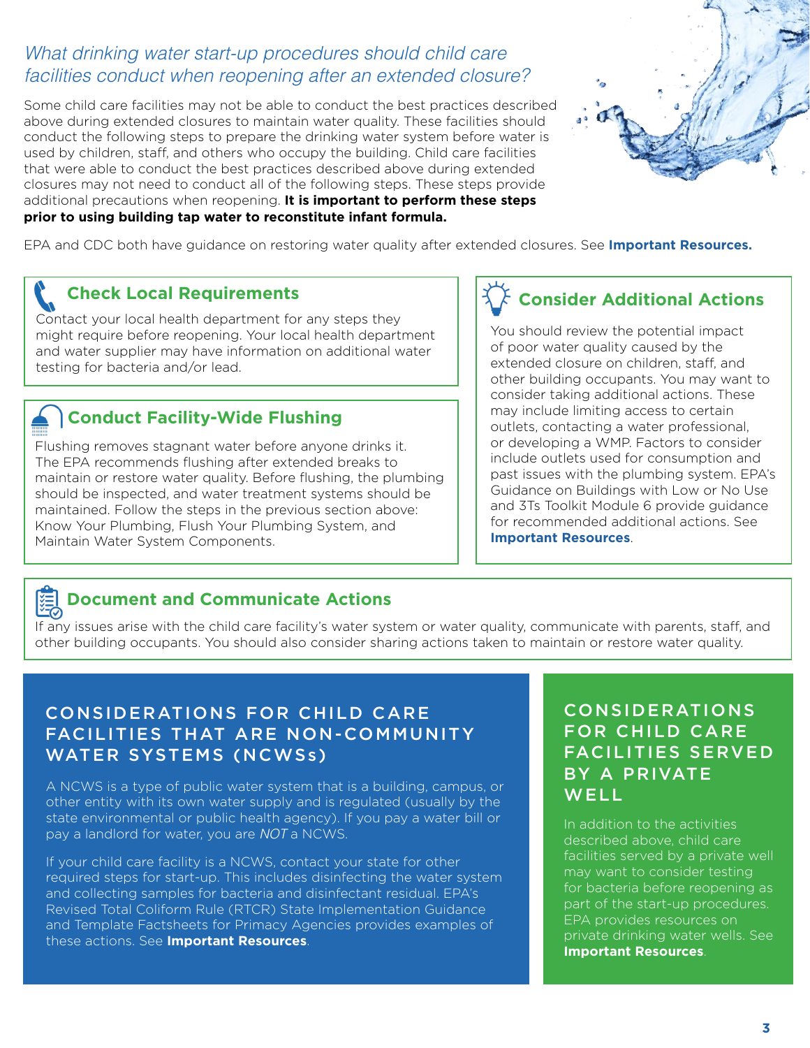## *What drinking water start-up procedures should child care facilities conduct when reopening after an extended closure?*

Some child care facilities may not be able to conduct the best practices described above during extended closures to maintain water quality. These facilities should conduct the following steps to prepare the drinking water system before water is used by children, staff, and others who occupy the building. Child care facilities that were able to conduct the best practices described above during extended closures may not need to conduct all of the following steps. These steps provide additional precautions when reopening. **It is important to perform these steps prior to using building tap water to reconstitute infant formula.**

EPA and CDC both have guidance on restoring water quality after extended closures. See **Important Resources.**

### Check Local Requirements

Contact your local health department for any steps they might require before reopening. Your local health department and water supplier may have information on additional water testing for bacteria and/or lead.

### Conduct Facility-Wide Flushing

Flushing removes stagnant water before anyone drinks it. The EPA recommends flushing after extended breaks to maintain or restore water quality. Before flushing, the plumbing should be inspected, and water treatment systems should be maintained. Follow the steps in the previous section above: Know Your Plumbing, Flush Your Plumbing System, and Maintain Water System Components.

### Consider Additional Actions

You should review the potential impact of poor water quality caused by the extended closure on children, staff, and other building occupants. You may want to consider taking additional actions. These may include limiting access to certain outlets, contacting a water professional, or developing a WMP. Factors to consider include outlets used for consumption and past issues with the plumbing system. EPA's Guidance on Buildings with Low or No Use and 3Ts Toolkit Module 6 provide guidance for recommended additional actions. See **Important Resources**.

### Document and Communicate Actions

If any issues arise with the child care facility's water system or water quality, communicate with parents, staff, and other building occupants. You should also consider sharing actions taken to maintain or restore water quality.

## CONSIDERATIONS FOR CHILD CARE FACILITIES THAT ARE NON-COMMUNITY WATER SYSTEMS (NCWSs)

A NCWS is a type of public water system that is a building, campus, or other entity with its own water supply and is regulated (usually by the state environmental or public health agency). If you pay a water bill or pay a landlord for water, you are *NOT* a NCWS.

If your child care facility is a NCWS, contact your state for other required steps for start-up. This includes disinfecting the water system and collecting samples for bacteria and disinfectant residual. EPA's Revised Total Coliform Rule (RTCR) State Implementation Guidance and Template Factsheets for Primacy Agencies provides examples of these actions. See **Important Resources**.

## CONSIDERATIONS FOR CHILD CARE FACILITIES SERVED BY A PRIVATE WELL

In addition to the activities described above, child care facilities served by a private well may want to consider testing for bacteria before reopening as part of the start-up procedures. EPA provides resources on private drinking water wells. See **Important Resources**.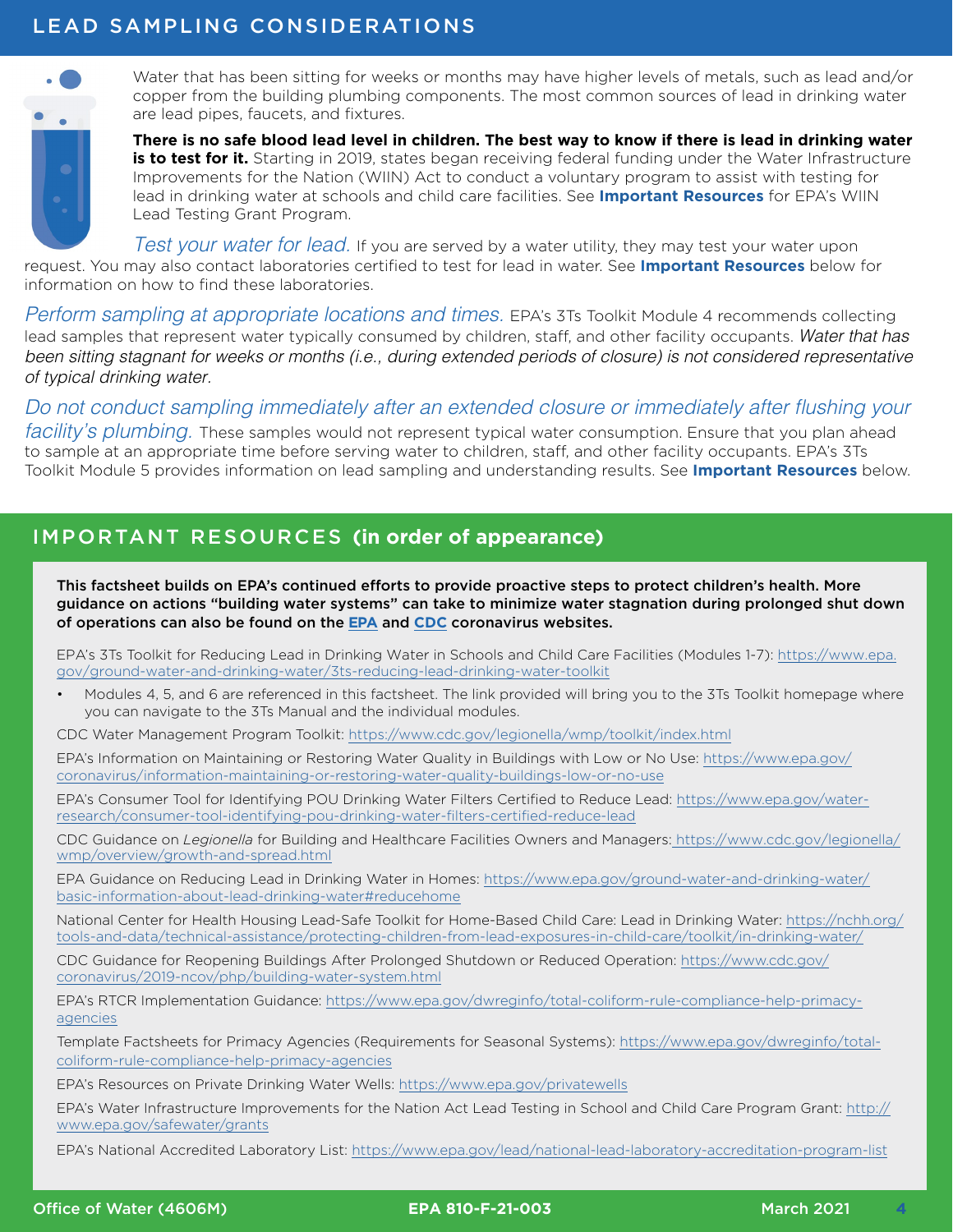## LEAD SAMPLING CONSIDERATIONS

Water that has been sitting for weeks or months may have higher levels of metals, such as lead and/or copper from the building plumbing components. The most common sources of lead in drinking water are lead pipes, faucets, and fixtures.

**There is no safe blood lead level in children. The best way to know if there is lead in drinking water is to test for it.** Starting in 2019, states began receiving federal funding under the Water Infrastructure Improvements for the Nation (WIIN) Act to conduct a voluntary program to assist with testing for lead in drinking water at schools and child care facilities. See **Important Resources** for EPA's WIIN Lead Testing Grant Program.

*Test your water for lead.* If you are served by a water utility, they may test your water upon request. You may also contact laboratories certified to test for lead in water. See **Important Resources** below for information on how to find these laboratories.

*Perform sampling at appropriate locations and times.* EPA's 3Ts Toolkit Module 4 recommends collecting lead samples that represent water typically consumed by children, staff, and other facility occupants. *Water that has been sitting stagnant for weeks or months (i.e., during extended periods of closure) is not considered representative of typical drinking water.*

*Do not conduct sampling immediately after an extended closure or immediately after flushing your facility's plumbing.* These samples would not represent typical water consumption. Ensure that you plan ahead to sample at an appropriate time before serving water to children, staff, and other facility occupants. EPA's 3Ts Toolkit Module 5 provides information on lead sampling and understanding results. See **Important Resources** below.

## IMPORTANT RESOURCES (in order of appearance)

**This factsheet builds on EPA's continued efforts to provide proactive steps to protect children's health. More guidance on actions "building water systems" can take to minimize water stagnation during prolonged shut down of operations can also be found on the EPA and CDC coronavirus websites.**

EPA's 3Ts Toolkit for Reducing Lead in Drinking Water in Schools and Child Care Facilities (Modules 1-7): https://www.epa.gov/ground-water-and-drinking-water/3ts-reducing-lead-drinking-water-toolkit

- Modules 4, 5, and 6 are referenced in this factsheet. The link provided will bring you to the 3Ts Toolkit homepage where you can navigate to the 3Ts Manual and the individual modules.

CDC Water Management Program Toolkit: https://www.cdc.gov/legionella/wmp/toolkit/index.html

EPA's Information on Maintaining or Restoring Water Quality in Buildings with Low or No Use: https://www.epa.gov/coronavirus/information-maintaining-or-restoring-water-quality-buildings-low-or-no-use

EPA's Consumer Tool for Identifying POU Drinking Water Filters Certified to Reduce Lead: https://www.epa.gov/water-research/consumer-tool-identifying-pou-drinking-water-filters-certified-reduce-lead

CDC Guidance on *Legionella* for Building and Healthcare Facilities Owners and Managers: https://www.cdc.gov/legionella/wmp/overview/growth-and-spread.html

EPA Guidance on Reducing Lead in Drinking Water in Homes: https://www.epa.gov/ground-water-and-drinking-water/basic-information-about-lead-drinking-water#reducehome

National Center for Health Housing Lead-Safe Toolkit for Home-Based Child Care: Lead in Drinking Water: https://nchh.org/tools-and-data/technical-assistance/protecting-children-from-lead-exposures-in-child-care/toolkit/in-drinking-water/

CDC Guidance for Reopening Buildings After Prolonged Shutdown or Reduced Operation: https://www.cdc.gov/coronavirus/2019-ncov/php/building-water-system.html

EPA's RTCR Implementation Guidance: https://www.epa.gov/dwreginfo/total-coliform-rule-compliance-help-primacy-agencies

Template Factsheets for Primacy Agencies (Requirements for Seasonal Systems): https://www.epa.gov/dwreginfo/total-coliform-rule-compliance-help-primacy-agencies

EPA's Resources on Private Drinking Water Wells: https://www.epa.gov/privatewells

EPA's Water Infrastructure Improvements for the Nation Act Lead Testing in School and Child Care Program Grant: http://www.epa.gov/safewater/grants

EPA's National Accredited Laboratory List: https://www.epa.gov/lead/national-lead-laboratory-accreditation-program-list

Office of Water (4606M) EPA 810-F-21-003 March 2021